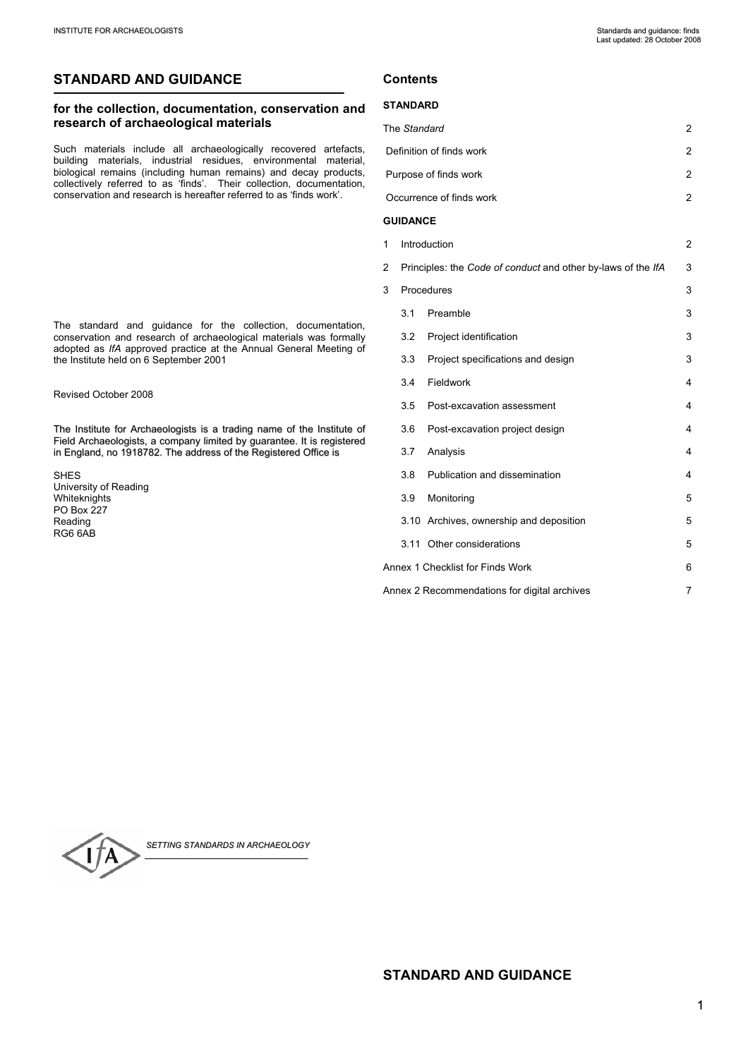# STANDARD AND GUIDANCE

## for the collection, documentation, conservation and research of archaeological materials

Such materials include all archaeologically recovered artefacts, building materials, industrial residues, environmental material, biological remains (including human remains) and decay products, collectively referred to as 'finds'. Their collection, documentation, conservation and research is hereafter referred to as 'finds work'.

The standard and guidance for the collection, documentation, conservation and research of archaeological materials was formally adopted as *IfA* approved practice at the Annual General Meeting of the Institute held on 6 September 2001

Revised October 2008

The Institute for Archaeologists is a trading name of the Institute of Field Archaeologists, a company limited by guarantee. It is registered in England, no 1918782. The address of the Registered Office is

SHES
University of Reading
Whiteknights
PO Box 227
Reading
RG6 6AB

*SETTING STANDARDS IN ARCHAEOLOGY*

## Contents

**STANDARD**

| | |
|---|---|
| The *Standard* | 2 |
| Definition of finds work | 2 |
| Purpose of finds work | 2 |
| Occurrence of finds work | 2 |

**GUIDANCE**

| | |
|---|---|
| 1 Introduction | 2 |
| 2 Principles: the *Code of conduct* and other by-laws of the *IfA* | 3 |
| 3 Procedures | 3 |
| 3.1 Preamble | 3 |
| 3.2 Project identification | 3 |
| 3.3 Project specifications and design | 3 |
| 3.4 Fieldwork | 4 |
| 3.5 Post-excavation assessment | 4 |
| 3.6 Post-excavation project design | 4 |
| 3.7 Analysis | 4 |
| 3.8 Publication and dissemination | 4 |
| 3.9 Monitoring | 5 |
| 3.10 Archives, ownership and deposition | 5 |
| 3.11 Other considerations | 5 |
| Annex 1 Checklist for Finds Work | 6 |
| Annex 2 Recommendations for digital archives | 7 |

# STANDARD AND GUIDANCE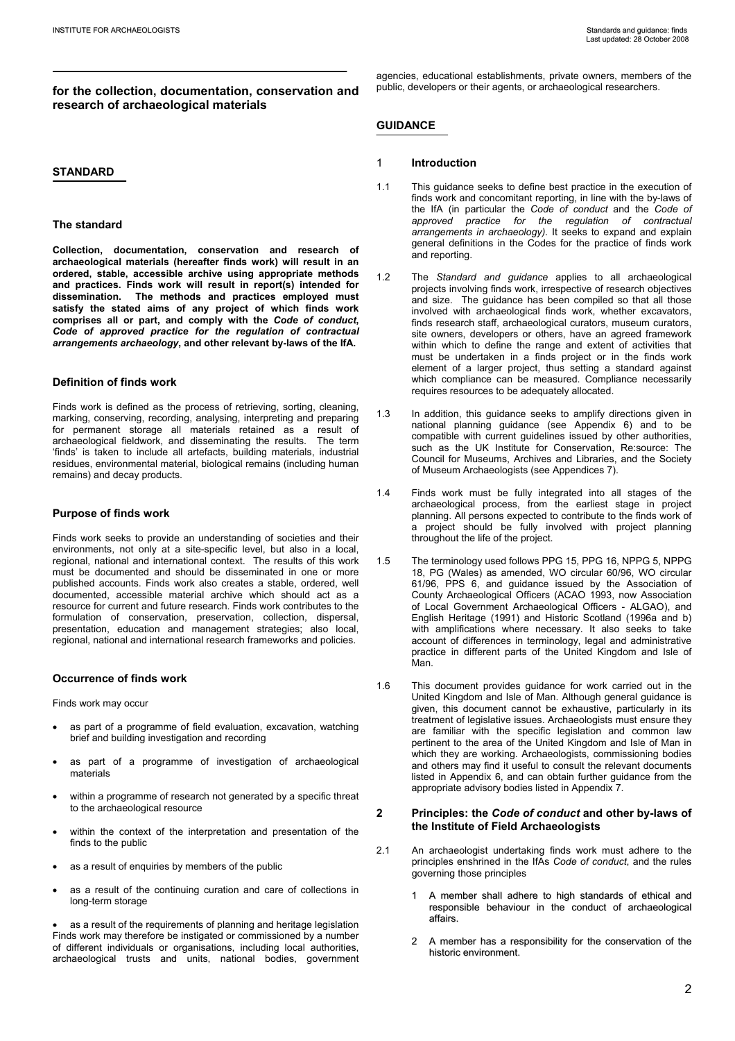## for the collection, documentation, conservation and research of archaeological materials

### STANDARD

#### The standard

**Collection, documentation, conservation and research of archaeological materials (hereafter finds work) will result in an ordered, stable, accessible archive using appropriate methods and practices. Finds work will result in report(s) intended for dissemination. The methods and practices employed must satisfy the stated aims of any project of which finds work comprises all or part, and comply with the *Code of conduct, Code of approved practice for the regulation of contractual arrangements archaeology*, and other relevant by-laws of the IfA.**

#### Definition of finds work

Finds work is defined as the process of retrieving, sorting, cleaning, marking, conserving, recording, analysing, interpreting and preparing for permanent storage all materials retained as a result of archaeological fieldwork, and disseminating the results. The term 'finds' is taken to include all artefacts, building materials, industrial residues, environmental material, biological remains (including human remains) and decay products.

#### Purpose of finds work

Finds work seeks to provide an understanding of societies and their environments, not only at a site-specific level, but also in a local, regional, national and international context. The results of this work must be documented and should be disseminated in one or more published accounts. Finds work also creates a stable, ordered, well documented, accessible material archive which should act as a resource for current and future research. Finds work contributes to the formulation of conservation, preservation, collection, dispersal, presentation, education and management strategies; also local, regional, national and international research frameworks and policies.

#### Occurrence of finds work

Finds work may occur

- as part of a programme of field evaluation, excavation, watching brief and building investigation and recording
- as part of a programme of investigation of archaeological materials
- within a programme of research not generated by a specific threat to the archaeological resource
- within the context of the interpretation and presentation of the finds to the public
- as a result of enquiries by members of the public
- as a result of the continuing curation and care of collections in long-term storage
- as a result of the requirements of planning and heritage legislation

Finds work may therefore be instigated or commissioned by a number of different individuals or organisations, including local authorities, archaeological trusts and units, national bodies, government agencies, educational establishments, private owners, members of the public, developers or their agents, or archaeological researchers.

### GUIDANCE

#### 1 Introduction

1.1 This guidance seeks to define best practice in the execution of finds work and concomitant reporting, in line with the by-laws of the IfA (in particular the *Code of conduct* and the *Code of approved practice for the regulation of contractual arrangements in archaeology)*. It seeks to expand and explain general definitions in the Codes for the practice of finds work and reporting.

1.2 The *Standard and guidance* applies to all archaeological projects involving finds work, irrespective of research objectives and size. The guidance has been compiled so that all those involved with archaeological finds work, whether excavators, finds research staff, archaeological curators, museum curators, site owners, developers or others, have an agreed framework within which to define the range and extent of activities that must be undertaken in a finds project or in the finds work element of a larger project, thus setting a standard against which compliance can be measured. Compliance necessarily requires resources to be adequately allocated.

1.3 In addition, this guidance seeks to amplify directions given in national planning guidance (see Appendix 6) and to be compatible with current guidelines issued by other authorities, such as the UK Institute for Conservation, Re:source: The Council for Museums, Archives and Libraries, and the Society of Museum Archaeologists (see Appendices 7).

1.4 Finds work must be fully integrated into all stages of the archaeological process, from the earliest stage in project planning. All persons expected to contribute to the finds work of a project should be fully involved with project planning throughout the life of the project.

1.5 The terminology used follows PPG 15, PPG 16, NPPG 5, NPPG 18, PG (Wales) as amended, WO circular 60/96, WO circular 61/96, PPS 6, and guidance issued by the Association of County Archaeological Officers (ACAO 1993, now Association of Local Government Archaeological Officers - ALGAO), and English Heritage (1991) and Historic Scotland (1996a and b) with amplifications where necessary. It also seeks to take account of differences in terminology, legal and administrative practice in different parts of the United Kingdom and Isle of Man.

1.6 This document provides guidance for work carried out in the United Kingdom and Isle of Man. Although general guidance is given, this document cannot be exhaustive, particularly in its treatment of legislative issues. Archaeologists must ensure they are familiar with the specific legislation and common law pertinent to the area of the United Kingdom and Isle of Man in which they are working. Archaeologists, commissioning bodies and others may find it useful to consult the relevant documents listed in Appendix 6, and can obtain further guidance from the appropriate advisory bodies listed in Appendix 7.

#### 2 Principles: the *Code of conduct* and other by-laws of the Institute of Field Archaeologists

2.1 An archaeologist undertaking finds work must adhere to the principles enshrined in the IfAs *Code of conduct*, and the rules governing those principles

1. A member shall adhere to high standards of ethical and responsible behaviour in the conduct of archaeological affairs.
2. A member has a responsibility for the conservation of the historic environment.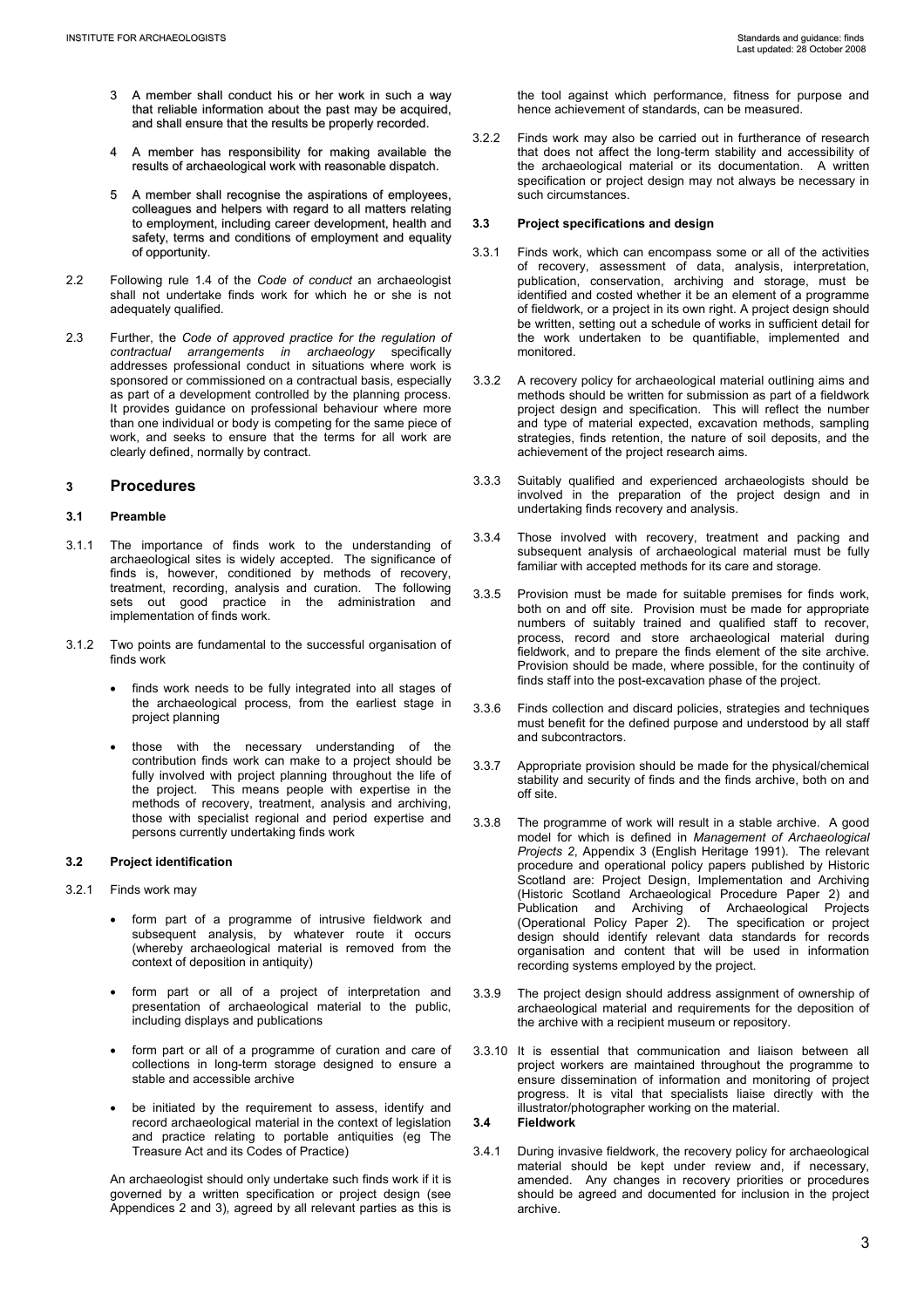3 A member shall conduct his or her work in such a way that reliable information about the past may be acquired, and shall ensure that the results be properly recorded.

4 A member has responsibility for making available the results of archaeological work with reasonable dispatch.

5 A member shall recognise the aspirations of employees, colleagues and helpers with regard to all matters relating to employment, including career development, health and safety, terms and conditions of employment and equality of opportunity.

2.2 Following rule 1.4 of the *Code of conduct* an archaeologist shall not undertake finds work for which he or she is not adequately qualified.

2.3 Further, the *Code of approved practice for the regulation of contractual arrangements in archaeology* specifically addresses professional conduct in situations where work is sponsored or commissioned on a contractual basis, especially as part of a development controlled by the planning process. It provides guidance on professional behaviour where more than one individual or body is competing for the same piece of work, and seeks to ensure that the terms for all work are clearly defined, normally by contract.

## 3 Procedures

### 3.1 Preamble

3.1.1 The importance of finds work to the understanding of archaeological sites is widely accepted. The significance of finds is, however, conditioned by methods of recovery, treatment, recording, analysis and curation. The following sets out good practice in the administration and implementation of finds work.

3.1.2 Two points are fundamental to the successful organisation of finds work

- finds work needs to be fully integrated into all stages of the archaeological process, from the earliest stage in project planning
- those with the necessary understanding of the contribution finds work can make to a project should be fully involved with project planning throughout the life of the project. This means people with expertise in the methods of recovery, treatment, analysis and archiving, those with specialist regional and period expertise and persons currently undertaking finds work

### 3.2 Project identification

3.2.1 Finds work may

- form part of a programme of intrusive fieldwork and subsequent analysis, by whatever route it occurs (whereby archaeological material is removed from the context of deposition in antiquity)
- form part or all of a project of interpretation and presentation of archaeological material to the public, including displays and publications
- form part or all of a programme of curation and care of collections in long-term storage designed to ensure a stable and accessible archive
- be initiated by the requirement to assess, identify and record archaeological material in the context of legislation and practice relating to portable antiquities (eg The Treasure Act and its Codes of Practice)

An archaeologist should only undertake such finds work if it is governed by a written specification or project design (see Appendices 2 and 3), agreed by all relevant parties as this is the tool against which performance, fitness for purpose and hence achievement of standards, can be measured.

3.2.2 Finds work may also be carried out in furtherance of research that does not affect the long-term stability and accessibility of the archaeological material or its documentation. A written specification or project design may not always be necessary in such circumstances.

### 3.3 Project specifications and design

3.3.1 Finds work, which can encompass some or all of the activities of recovery, assessment of data, analysis, interpretation, publication, conservation, archiving and storage, must be identified and costed whether it be an element of a programme of fieldwork, or a project in its own right. A project design should be written, setting out a schedule of works in sufficient detail for the work undertaken to be quantifiable, implemented and monitored.

3.3.2 A recovery policy for archaeological material outlining aims and methods should be written for submission as part of a fieldwork project design and specification. This will reflect the number and type of material expected, excavation methods, sampling strategies, finds retention, the nature of soil deposits, and the achievement of the project research aims.

3.3.3 Suitably qualified and experienced archaeologists should be involved in the preparation of the project design and in undertaking finds recovery and analysis.

3.3.4 Those involved with recovery, treatment and packing and subsequent analysis of archaeological material must be fully familiar with accepted methods for its care and storage.

3.3.5 Provision must be made for suitable premises for finds work, both on and off site. Provision must be made for appropriate numbers of suitably trained and qualified staff to recover, process, record and store archaeological material during fieldwork, and to prepare the finds element of the site archive. Provision should be made, where possible, for the continuity of finds staff into the post-excavation phase of the project.

3.3.6 Finds collection and discard policies, strategies and techniques must benefit for the defined purpose and understood by all staff and subcontractors.

3.3.7 Appropriate provision should be made for the physical/chemical stability and security of finds and the finds archive, both on and off site.

3.3.8 The programme of work will result in a stable archive. A good model for which is defined in *Management of Archaeological Projects 2*, Appendix 3 (English Heritage 1991). The relevant procedure and operational policy papers published by Historic Scotland are: Project Design, Implementation and Archiving (Historic Scotland Archaeological Procedure Paper 2) and Publication and Archiving of Archaeological Projects (Operational Policy Paper 2). The specification or project design should identify relevant data standards for records organisation and content that will be used in information recording systems employed by the project.

3.3.9 The project design should address assignment of ownership of archaeological material and requirements for the deposition of the archive with a recipient museum or repository.

3.3.10 It is essential that communication and liaison between all project workers are maintained throughout the programme to ensure dissemination of information and monitoring of project progress. It is vital that specialists liaise directly with the illustrator/photographer working on the material.

### 3.4 Fieldwork

3.4.1 During invasive fieldwork, the recovery policy for archaeological material should be kept under review and, if necessary, amended. Any changes in recovery priorities or procedures should be agreed and documented for inclusion in the project archive.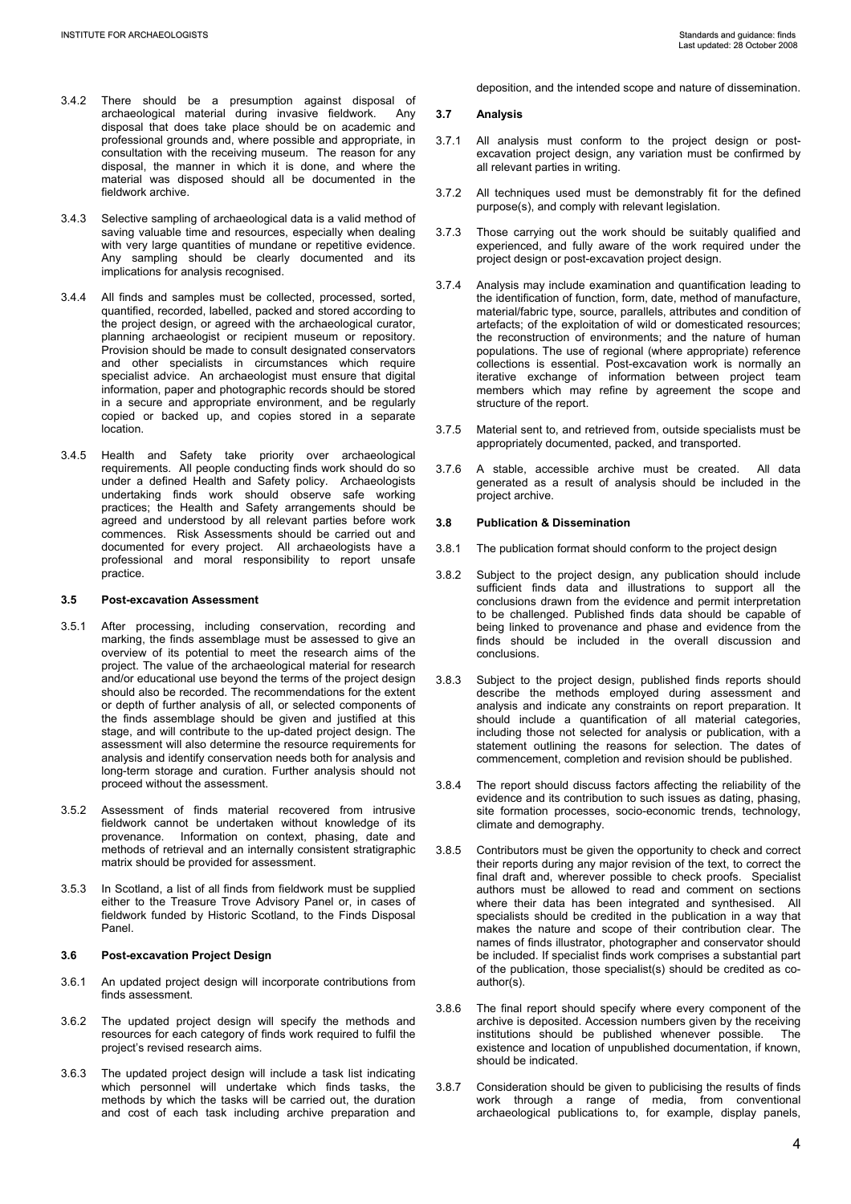3.4.2 There should be a presumption against disposal of archaeological material during invasive fieldwork. Any disposal that does take place should be on academic and professional grounds and, where possible and appropriate, in consultation with the receiving museum. The reason for any disposal, the manner in which it is done, and where the material was disposed should all be documented in the fieldwork archive.

3.4.3 Selective sampling of archaeological data is a valid method of saving valuable time and resources, especially when dealing with very large quantities of mundane or repetitive evidence. Any sampling should be clearly documented and its implications for analysis recognised.

3.4.4 All finds and samples must be collected, processed, sorted, quantified, recorded, labelled, packed and stored according to the project design, or agreed with the archaeological curator, planning archaeologist or recipient museum or repository. Provision should be made to consult designated conservators and other specialists in circumstances which require specialist advice. An archaeologist must ensure that digital information, paper and photographic records should be stored in a secure and appropriate environment, and be regularly copied or backed up, and copies stored in a separate location.

3.4.5 Health and Safety take priority over archaeological requirements. All people conducting finds work should do so under a defined Health and Safety policy. Archaeologists undertaking finds work should observe safe working practices; the Health and Safety arrangements should be agreed and understood by all relevant parties before work commences. Risk Assessments should be carried out and documented for every project. All archaeologists have a professional and moral responsibility to report unsafe practice.

### 3.5 Post-excavation Assessment

3.5.1 After processing, including conservation, recording and marking, the finds assemblage must be assessed to give an overview of its potential to meet the research aims of the project. The value of the archaeological material for research and/or educational use beyond the terms of the project design should also be recorded. The recommendations for the extent or depth of further analysis of all, or selected components of the finds assemblage should be given and justified at this stage, and will contribute to the up-dated project design. The assessment will also determine the resource requirements for analysis and identify conservation needs both for analysis and long-term storage and curation. Further analysis should not proceed without the assessment.

3.5.2 Assessment of finds material recovered from intrusive fieldwork cannot be undertaken without knowledge of its provenance. Information on context, phasing, date and methods of retrieval and an internally consistent stratigraphic matrix should be provided for assessment.

3.5.3 In Scotland, a list of all finds from fieldwork must be supplied either to the Treasure Trove Advisory Panel or, in cases of fieldwork funded by Historic Scotland, to the Finds Disposal Panel.

### 3.6 Post-excavation Project Design

3.6.1 An updated project design will incorporate contributions from finds assessment.

3.6.2 The updated project design will specify the methods and resources for each category of finds work required to fulfil the project's revised research aims.

3.6.3 The updated project design will include a task list indicating which personnel will undertake which finds tasks, the methods by which the tasks will be carried out, the duration and cost of each task including archive preparation and deposition, and the intended scope and nature of dissemination.

### 3.7 Analysis

3.7.1 All analysis must conform to the project design or post-excavation project design, any variation must be confirmed by all relevant parties in writing.

3.7.2 All techniques used must be demonstrably fit for the defined purpose(s), and comply with relevant legislation.

3.7.3 Those carrying out the work should be suitably qualified and experienced, and fully aware of the work required under the project design or post-excavation project design.

3.7.4 Analysis may include examination and quantification leading to the identification of function, form, date, method of manufacture, material/fabric type, source, parallels, attributes and condition of artefacts; of the exploitation of wild or domesticated resources; the reconstruction of environments; and the nature of human populations. The use of regional (where appropriate) reference collections is essential. Post-excavation work is normally an iterative exchange of information between project team members which may refine by agreement the scope and structure of the report.

3.7.5 Material sent to, and retrieved from, outside specialists must be appropriately documented, packed, and transported.

3.7.6 A stable, accessible archive must be created. All data generated as a result of analysis should be included in the project archive.

### 3.8 Publication & Dissemination

3.8.1 The publication format should conform to the project design

3.8.2 Subject to the project design, any publication should include sufficient finds data and illustrations to support all the conclusions drawn from the evidence and permit interpretation to be challenged. Published finds data should be capable of being linked to provenance and phase and evidence from the finds should be included in the overall discussion and conclusions.

3.8.3 Subject to the project design, published finds reports should describe the methods employed during assessment and analysis and indicate any constraints on report preparation. It should include a quantification of all material categories, including those not selected for analysis or publication, with a statement outlining the reasons for selection. The dates of commencement, completion and revision should be published.

3.8.4 The report should discuss factors affecting the reliability of the evidence and its contribution to such issues as dating, phasing, site formation processes, socio-economic trends, technology, climate and demography.

3.8.5 Contributors must be given the opportunity to check and correct their reports during any major revision of the text, to correct the final draft and, wherever possible to check proofs. Specialist authors must be allowed to read and comment on sections where their data has been integrated and synthesised. All specialists should be credited in the publication in a way that makes the nature and scope of their contribution clear. The names of finds illustrator, photographer and conservator should be included. If specialist finds work comprises a substantial part of the publication, those specialist(s) should be credited as co-author(s).

3.8.6 The final report should specify where every component of the archive is deposited. Accession numbers given by the receiving institutions should be published whenever possible. The existence and location of unpublished documentation, if known, should be indicated.

3.8.7 Consideration should be given to publicising the results of finds work through a range of media, from conventional archaeological publications to, for example, display panels,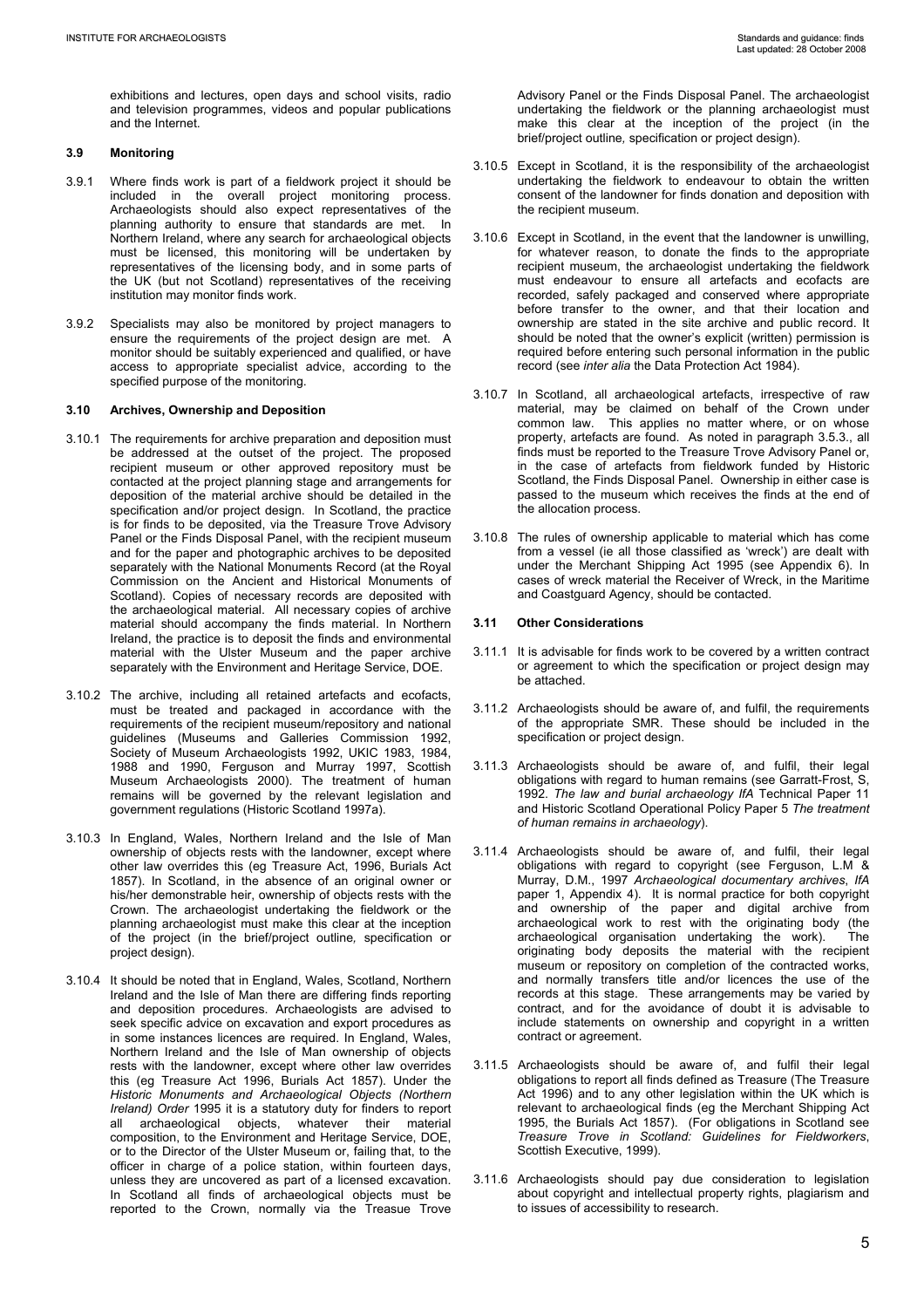exhibitions and lectures, open days and school visits, radio and television programmes, videos and popular publications and the Internet.

### 3.9 Monitoring

3.9.1 Where finds work is part of a fieldwork project it should be included in the overall project monitoring process. Archaeologists should also expect representatives of the planning authority to ensure that standards are met. In Northern Ireland, where any search for archaeological objects must be licensed, this monitoring will be undertaken by representatives of the licensing body, and in some parts of the UK (but not Scotland) representatives of the receiving institution may monitor finds work.

3.9.2 Specialists may also be monitored by project managers to ensure the requirements of the project design are met. A monitor should be suitably experienced and qualified, or have access to appropriate specialist advice, according to the specified purpose of the monitoring.

### 3.10 Archives, Ownership and Deposition

3.10.1 The requirements for archive preparation and deposition must be addressed at the outset of the project. The proposed recipient museum or other approved repository must be contacted at the project planning stage and arrangements for deposition of the material archive should be detailed in the specification and/or project design. In Scotland, the practice is for finds to be deposited, via the Treasure Trove Advisory Panel or the Finds Disposal Panel, with the recipient museum and for the paper and photographic archives to be deposited separately with the National Monuments Record (at the Royal Commission on the Ancient and Historical Monuments of Scotland). Copies of necessary records are deposited with the archaeological material. All necessary copies of archive material should accompany the finds material. In Northern Ireland, the practice is to deposit the finds and environmental material with the Ulster Museum and the paper archive separately with the Environment and Heritage Service, DOE.

3.10.2 The archive, including all retained artefacts and ecofacts, must be treated and packaged in accordance with the requirements of the recipient museum/repository and national guidelines (Museums and Galleries Commission 1992, Society of Museum Archaeologists 1992, UKIC 1983, 1984, 1988 and 1990, Ferguson and Murray 1997, Scottish Museum Archaeologists 2000). The treatment of human remains will be governed by the relevant legislation and government regulations (Historic Scotland 1997a).

3.10.3 In England, Wales, Northern Ireland and the Isle of Man ownership of objects rests with the landowner, except where other law overrides this (eg Treasure Act, 1996, Burials Act 1857). In Scotland, in the absence of an original owner or his/her demonstrable heir, ownership of objects rests with the Crown. The archaeologist undertaking the fieldwork or the planning archaeologist must make this clear at the inception of the project (in the brief/project outline*,* specification or project design).

3.10.4 It should be noted that in England, Wales, Scotland, Northern Ireland and the Isle of Man there are differing finds reporting and deposition procedures. Archaeologists are advised to seek specific advice on excavation and export procedures as in some instances licences are required. In England, Wales, Northern Ireland and the Isle of Man ownership of objects rests with the landowner, except where other law overrides this (eg Treasure Act 1996, Burials Act 1857). Under the *Historic Monuments and Archaeological Objects (Northern Ireland) Order* 1995 it is a statutory duty for finders to report all archaeological objects, whatever their material composition, to the Environment and Heritage Service, DOE, or to the Director of the Ulster Museum or, failing that, to the officer in charge of a police station, within fourteen days, unless they are uncovered as part of a licensed excavation. In Scotland all finds of archaeological objects must be reported to the Crown, normally via the Treasue Trove Advisory Panel or the Finds Disposal Panel. The archaeologist undertaking the fieldwork or the planning archaeologist must make this clear at the inception of the project (in the brief/project outline*,* specification or project design).

3.10.5 Except in Scotland, it is the responsibility of the archaeologist undertaking the fieldwork to endeavour to obtain the written consent of the landowner for finds donation and deposition with the recipient museum.

3.10.6 Except in Scotland, in the event that the landowner is unwilling, for whatever reason, to donate the finds to the appropriate recipient museum, the archaeologist undertaking the fieldwork must endeavour to ensure all artefacts and ecofacts are recorded, safely packaged and conserved where appropriate before transfer to the owner, and that their location and ownership are stated in the site archive and public record. It should be noted that the owner's explicit (written) permission is required before entering such personal information in the public record (see *inter alia* the Data Protection Act 1984).

3.10.7 In Scotland, all archaeological artefacts, irrespective of raw material, may be claimed on behalf of the Crown under common law. This applies no matter where, or on whose property, artefacts are found. As noted in paragraph 3.5.3., all finds must be reported to the Treasure Trove Advisory Panel or, in the case of artefacts from fieldwork funded by Historic Scotland, the Finds Disposal Panel. Ownership in either case is passed to the museum which receives the finds at the end of the allocation process.

3.10.8 The rules of ownership applicable to material which has come from a vessel (ie all those classified as 'wreck') are dealt with under the Merchant Shipping Act 1995 (see Appendix 6). In cases of wreck material the Receiver of Wreck, in the Maritime and Coastguard Agency, should be contacted.

### 3.11 Other Considerations

3.11.1 It is advisable for finds work to be covered by a written contract or agreement to which the specification or project design may be attached.

3.11.2 Archaeologists should be aware of, and fulfil, the requirements of the appropriate SMR. These should be included in the specification or project design.

3.11.3 Archaeologists should be aware of, and fulfil, their legal obligations with regard to human remains (see Garratt-Frost, S, 1992. *The law and burial archaeology IfA* Technical Paper 11 and Historic Scotland Operational Policy Paper 5 *The treatment of human remains in archaeology*).

3.11.4 Archaeologists should be aware of, and fulfil, their legal obligations with regard to copyright (see Ferguson, L.M & Murray, D.M., 1997 *Archaeological documentary archives*, *IfA* paper 1, Appendix 4). It is normal practice for both copyright and ownership of the paper and digital archive from archaeological work to rest with the originating body (the archaeological organisation undertaking the work). The originating body deposits the material with the recipient museum or repository on completion of the contracted works, and normally transfers title and/or licences the use of the records at this stage. These arrangements may be varied by contract, and for the avoidance of doubt it is advisable to include statements on ownership and copyright in a written contract or agreement.

3.11.5 Archaeologists should be aware of, and fulfil their legal obligations to report all finds defined as Treasure (The Treasure Act 1996) and to any other legislation within the UK which is relevant to archaeological finds (eg the Merchant Shipping Act 1995, the Burials Act 1857). (For obligations in Scotland see *Treasure Trove in Scotland: Guidelines for Fieldworkers*, Scottish Executive, 1999).

3.11.6 Archaeologists should pay due consideration to legislation about copyright and intellectual property rights, plagiarism and to issues of accessibility to research.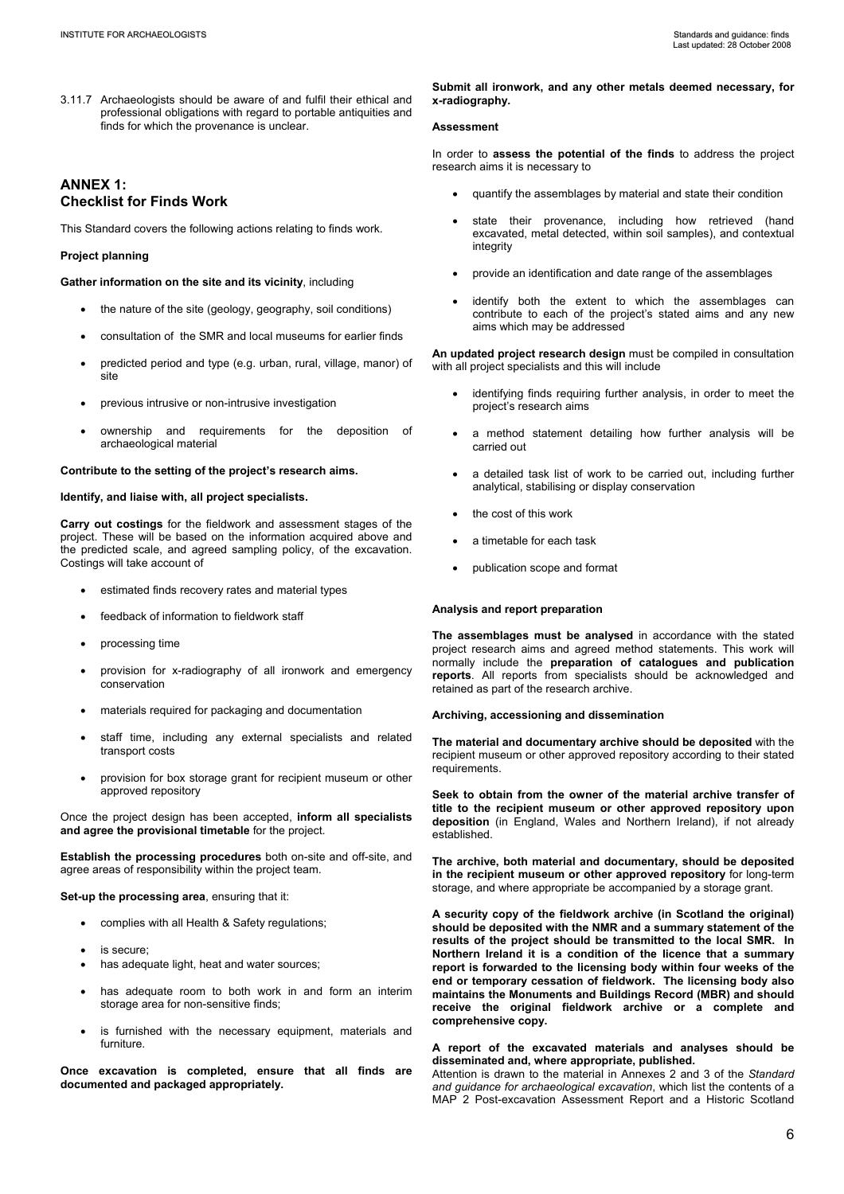3.11.7 Archaeologists should be aware of and fulfil their ethical and professional obligations with regard to portable antiquities and finds for which the provenance is unclear.

## ANNEX 1: Checklist for Finds Work

This Standard covers the following actions relating to finds work.

**Project planning**

**Gather information on the site and its vicinity**, including

- the nature of the site (geology, geography, soil conditions)
- consultation of the SMR and local museums for earlier finds
- predicted period and type (e.g. urban, rural, village, manor) of site
- previous intrusive or non-intrusive investigation
- ownership and requirements for the deposition of archaeological material

**Contribute to the setting of the project's research aims.**

**Identify, and liaise with, all project specialists.**

**Carry out costings** for the fieldwork and assessment stages of the project. These will be based on the information acquired above and the predicted scale, and agreed sampling policy, of the excavation. Costings will take account of

- estimated finds recovery rates and material types
- feedback of information to fieldwork staff
- processing time
- provision for x-radiography of all ironwork and emergency conservation
- materials required for packaging and documentation
- staff time, including any external specialists and related transport costs
- provision for box storage grant for recipient museum or other approved repository

Once the project design has been accepted, **inform all specialists and agree the provisional timetable** for the project.

**Establish the processing procedures** both on-site and off-site, and agree areas of responsibility within the project team.

**Set-up the processing area**, ensuring that it:

- complies with all Health & Safety regulations;
- is secure;
- has adequate light, heat and water sources;
- has adequate room to both work in and form an interim storage area for non-sensitive finds;
- is furnished with the necessary equipment, materials and furniture.

**Once excavation is completed, ensure that all finds are documented and packaged appropriately.**

**Submit all ironwork, and any other metals deemed necessary, for x-radiography.**

**Assessment**

In order to **assess the potential of the finds** to address the project research aims it is necessary to

- quantify the assemblages by material and state their condition
- state their provenance, including how retrieved (hand excavated, metal detected, within soil samples), and contextual integrity
- provide an identification and date range of the assemblages
- identify both the extent to which the assemblages can contribute to each of the project's stated aims and any new aims which may be addressed

**An updated project research design** must be compiled in consultation with all project specialists and this will include

- identifying finds requiring further analysis, in order to meet the project's research aims
- a method statement detailing how further analysis will be carried out
- a detailed task list of work to be carried out, including further analytical, stabilising or display conservation
- the cost of this work
- a timetable for each task
- publication scope and format

**Analysis and report preparation**

**The assemblages must be analysed** in accordance with the stated project research aims and agreed method statements. This work will normally include the **preparation of catalogues and publication reports**. All reports from specialists should be acknowledged and retained as part of the research archive.

**Archiving, accessioning and dissemination**

**The material and documentary archive should be deposited** with the recipient museum or other approved repository according to their stated requirements.

**Seek to obtain from the owner of the material archive transfer of title to the recipient museum or other approved repository upon deposition** (in England, Wales and Northern Ireland), if not already established.

**The archive, both material and documentary, should be deposited in the recipient museum or other approved repository** for long-term storage, and where appropriate be accompanied by a storage grant.

**A security copy of the fieldwork archive (in Scotland the original) should be deposited with the NMR and a summary statement of the results of the project should be transmitted to the local SMR. In Northern Ireland it is a condition of the licence that a summary report is forwarded to the licensing body within four weeks of the end or temporary cessation of fieldwork. The licensing body also maintains the Monuments and Buildings Record (MBR) and should receive the original fieldwork archive or a complete and comprehensive copy.**

**A report of the excavated materials and analyses should be disseminated and, where appropriate, published.**
Attention is drawn to the material in Annexes 2 and 3 of the *Standard and guidance for archaeological excavation*, which list the contents of a MAP 2 Post-excavation Assessment Report and a Historic Scotland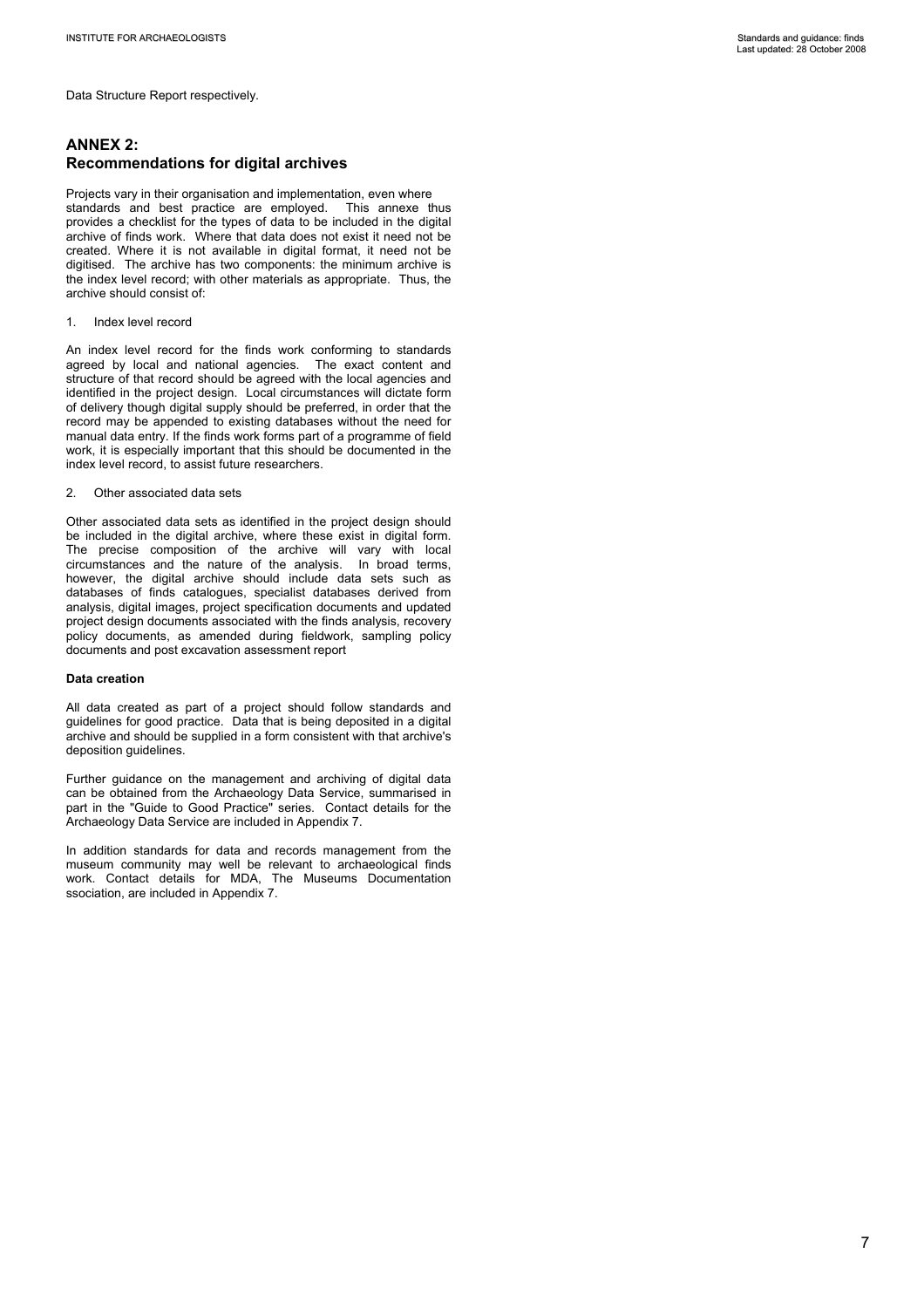Data Structure Report respectively.

## ANNEX 2:
## Recommendations for digital archives

Projects vary in their organisation and implementation, even where standards and best practice are employed. This annexe thus provides a checklist for the types of data to be included in the digital archive of finds work. Where that data does not exist it need not be created. Where it is not available in digital format, it need not be digitised. The archive has two components: the minimum archive is the index level record; with other materials as appropriate. Thus, the archive should consist of:

1. Index level record

An index level record for the finds work conforming to standards agreed by local and national agencies. The exact content and structure of that record should be agreed with the local agencies and identified in the project design. Local circumstances will dictate form of delivery though digital supply should be preferred, in order that the record may be appended to existing databases without the need for manual data entry. If the finds work forms part of a programme of field work, it is especially important that this should be documented in the index level record, to assist future researchers.

2. Other associated data sets

Other associated data sets as identified in the project design should be included in the digital archive, where these exist in digital form. The precise composition of the archive will vary with local circumstances and the nature of the analysis. In broad terms, however, the digital archive should include data sets such as databases of finds catalogues, specialist databases derived from analysis, digital images, project specification documents and updated project design documents associated with the finds analysis, recovery policy documents, as amended during fieldwork, sampling policy documents and post excavation assessment report

**Data creation**

All data created as part of a project should follow standards and guidelines for good practice. Data that is being deposited in a digital archive and should be supplied in a form consistent with that archive's deposition guidelines.

Further guidance on the management and archiving of digital data can be obtained from the Archaeology Data Service, summarised in part in the "Guide to Good Practice" series. Contact details for the Archaeology Data Service are included in Appendix 7.

In addition standards for data and records management from the museum community may well be relevant to archaeological finds work. Contact details for MDA, The Museums Documentation ssociation, are included in Appendix 7.